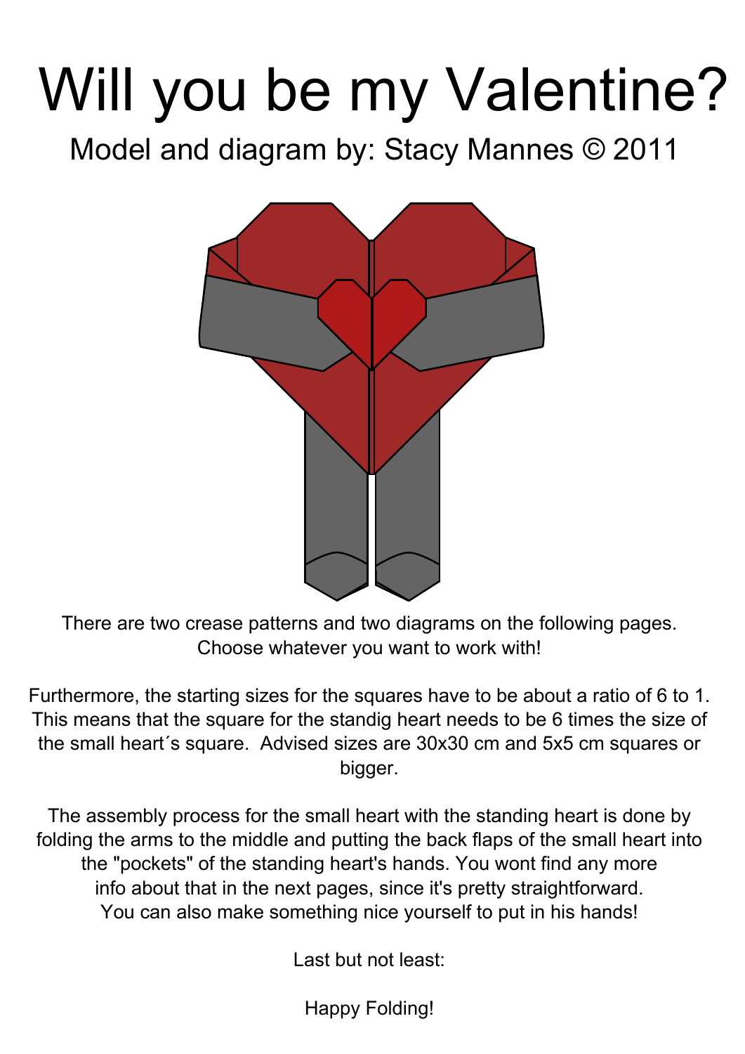# Will you be my Valentine?

## Model and diagram by: Stacy Mannes © 2011

There are two crease patterns and two diagrams on the following pages.
Choose whatever you want to work with!

Furthermore, the starting sizes for the squares have to be about a ratio of 6 to 1. This means that the square for the standig heart needs to be 6 times the size of the small heart´s square. Advised sizes are 30x30 cm and 5x5 cm squares or bigger.

The assembly process for the small heart with the standing heart is done by folding the arms to the middle and putting the back flaps of the small heart into the "pockets" of the standing heart's hands. You wont find any more info about that in the next pages, since it's pretty straightforward.
You can also make something nice yourself to put in his hands!

Last but not least:

Happy Folding!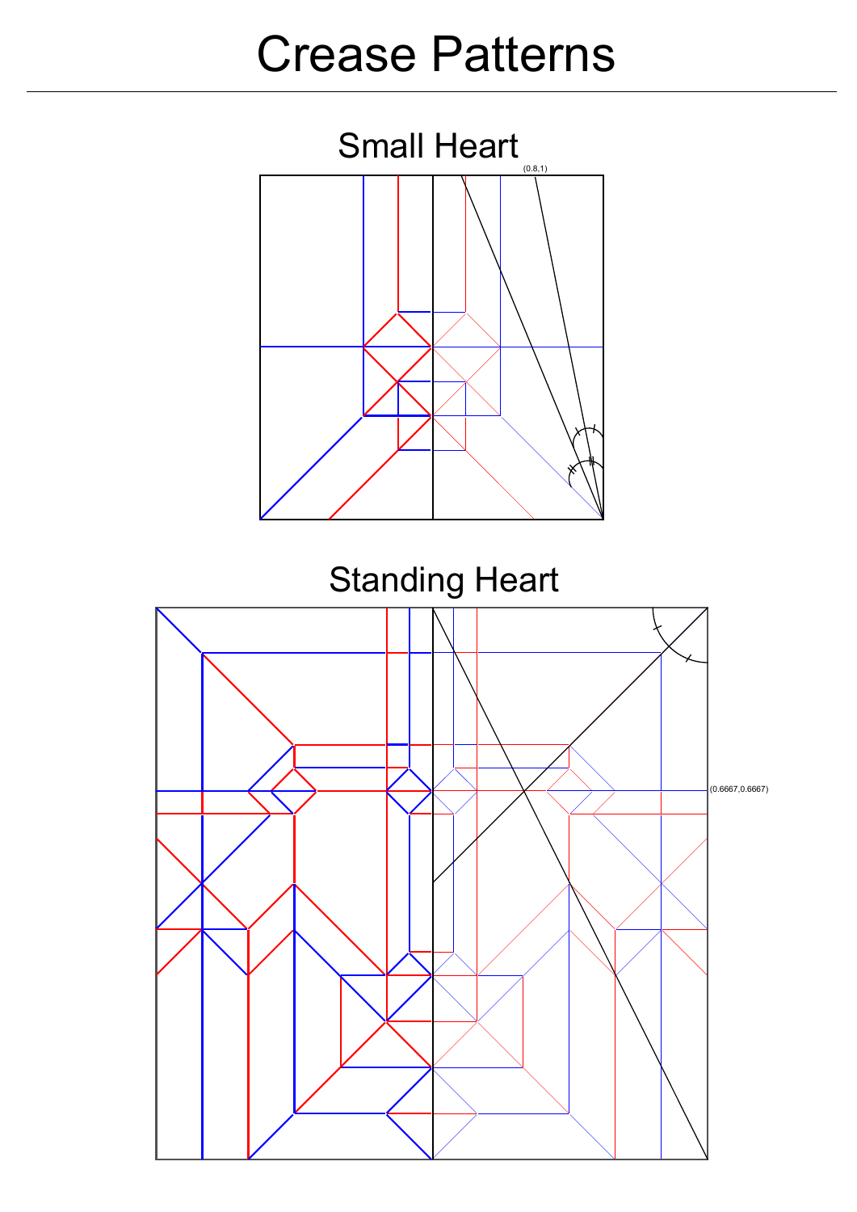# Crease Patterns

## Small Heart

(0.8,1)

## Standing Heart

(0.6667,0.6667)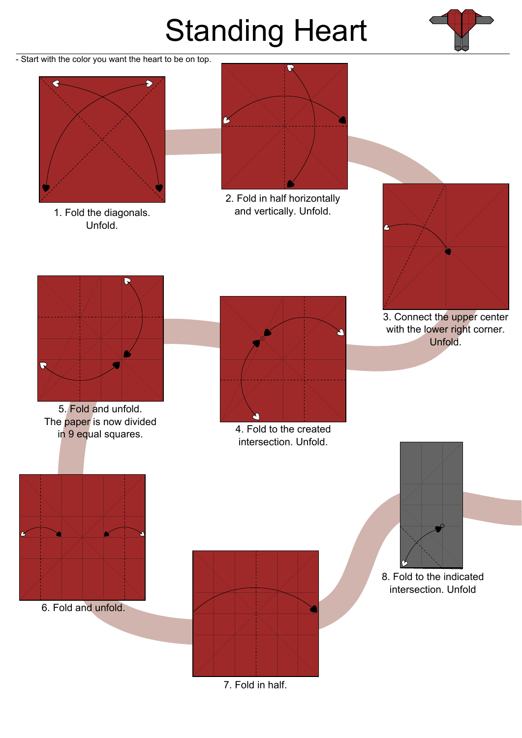# Standing Heart

- Start with the color you want the heart to be on top.

1. Fold the diagonals. Unfold.

2. Fold in half horizontally and vertically. Unfold.

3. Connect the upper center with the lower right corner. Unfold.

4. Fold to the created intersection. Unfold.

5. Fold and unfold. The paper is now divided in 9 equal squares.

6. Fold and unfold.

7. Fold in half.

8. Fold to the indicated intersection. Unfold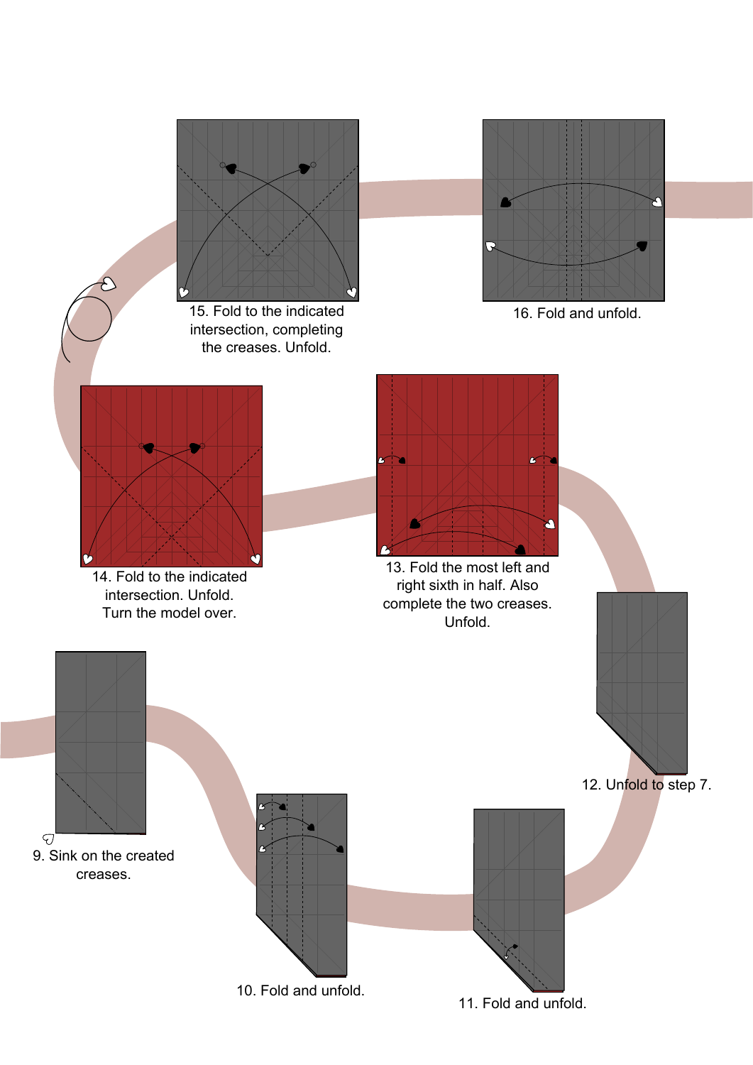9. Sink on the created creases.

10. Fold and unfold.

11. Fold and unfold.

12. Unfold to step 7.

13. Fold the most left and right sixth in half. Also complete the two creases. Unfold.

14. Fold to the indicated intersection. Unfold. Turn the model over.

15. Fold to the indicated intersection, completing the creases. Unfold.

16. Fold and unfold.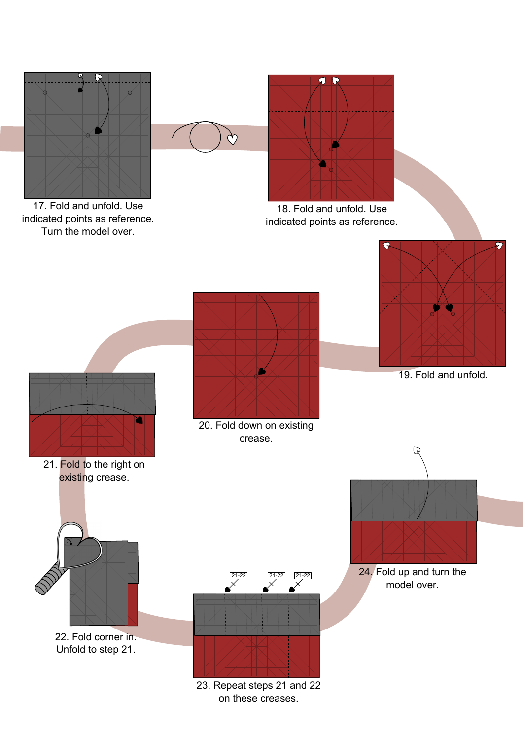17. Fold and unfold. Use indicated points as reference. Turn the model over.

18. Fold and unfold. Use indicated points as reference.

19. Fold and unfold.

20. Fold down on existing crease.

21. Fold to the right on existing crease.

22. Fold corner in. Unfold to step 21.

21-22 21-22 21-22

23. Repeat steps 21 and 22 on these creases.

24. Fold up and turn the model over.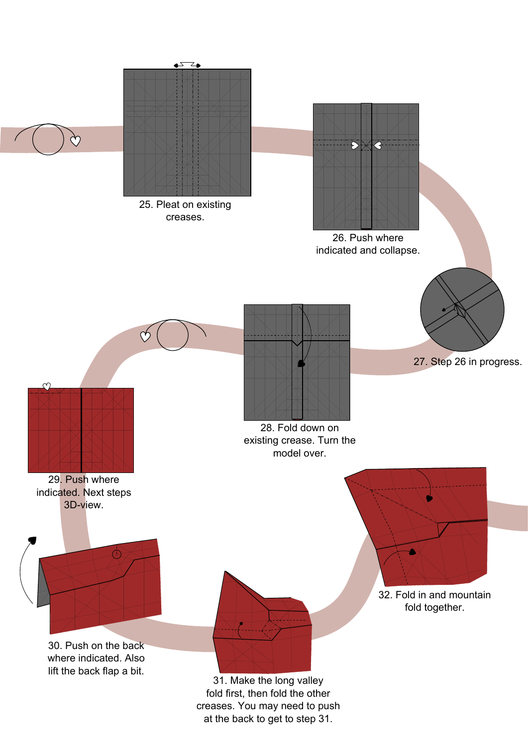25. Pleat on existing creases.

26. Push where indicated and collapse.

27. Step 26 in progress.

28. Fold down on existing crease. Turn the model over.

29. Push where indicated. Next steps 3D-view.

30. Push on the back where indicated. Also lift the back flap a bit.

31. Make the long valley fold first, then fold the other creases. You may need to push at the back to get to step 31.

32. Fold in and mountain fold together.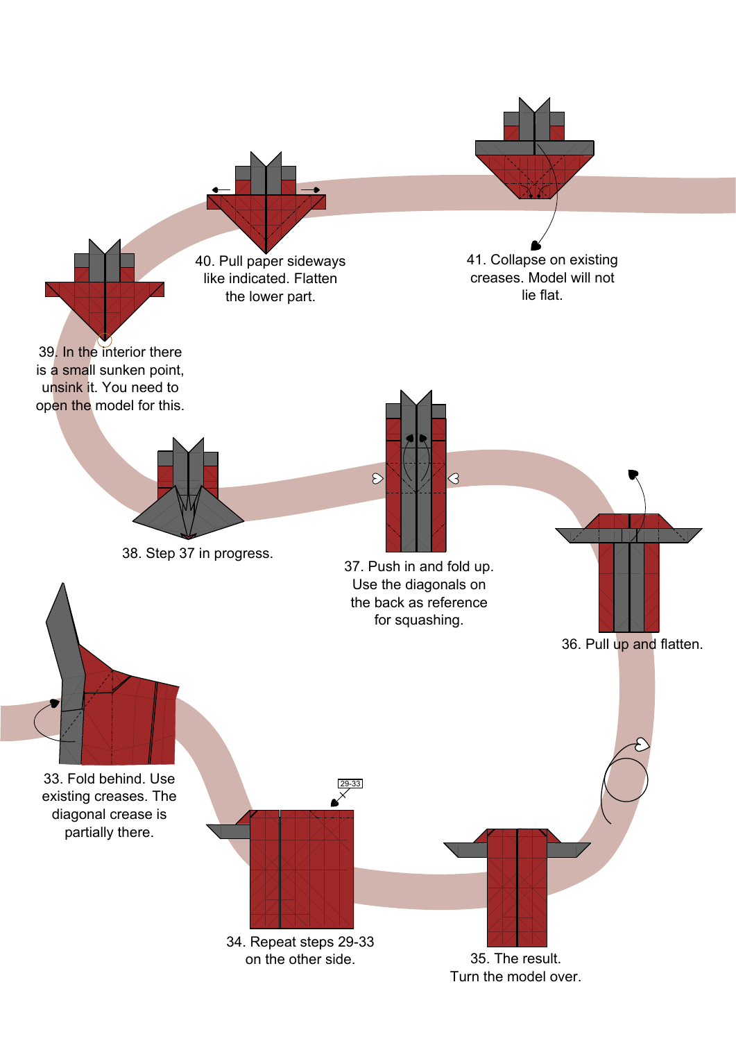33. Fold behind. Use existing creases. The diagonal crease is partially there.

34. Repeat steps 29-33 on the other side.

29-33

35. The result. Turn the model over.

36. Pull up and flatten.

37. Push in and fold up. Use the diagonals on the back as reference for squashing.

38. Step 37 in progress.

39. In the interior there is a small sunken point, unsink it. You need to open the model for this.

40. Pull paper sideways like indicated. Flatten the lower part.

41. Collapse on existing creases. Model will not lie flat.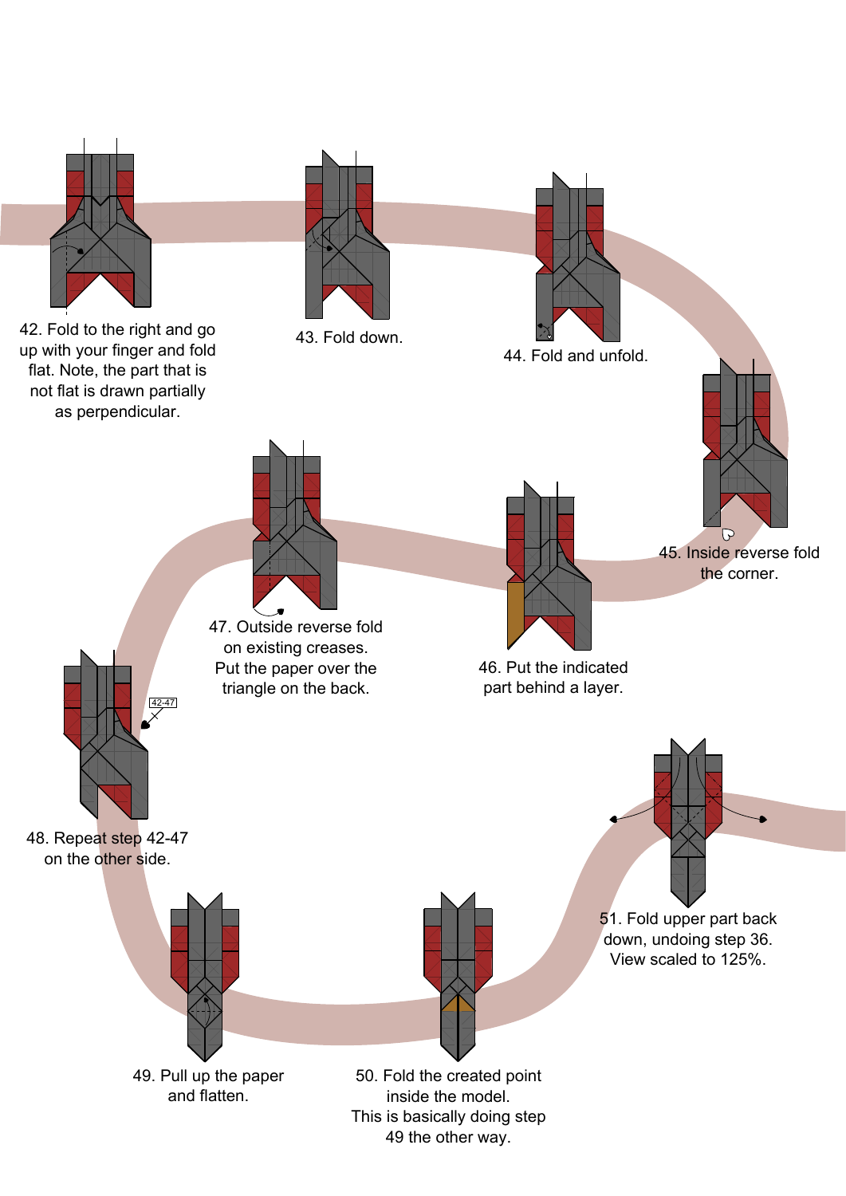42. Fold to the right and go up with your finger and fold flat. Note, the part that is not flat is drawn partially as perpendicular.

43. Fold down.

44. Fold and unfold.

45. Inside reverse fold the corner.

46. Put the indicated part behind a layer.

47. Outside reverse fold on existing creases. Put the paper over the triangle on the back.

42-47

48. Repeat step 42-47 on the other side.

49. Pull up the paper and flatten.

50. Fold the created point inside the model. This is basically doing step 49 the other way.

51. Fold upper part back down, undoing step 36. View scaled to 125%.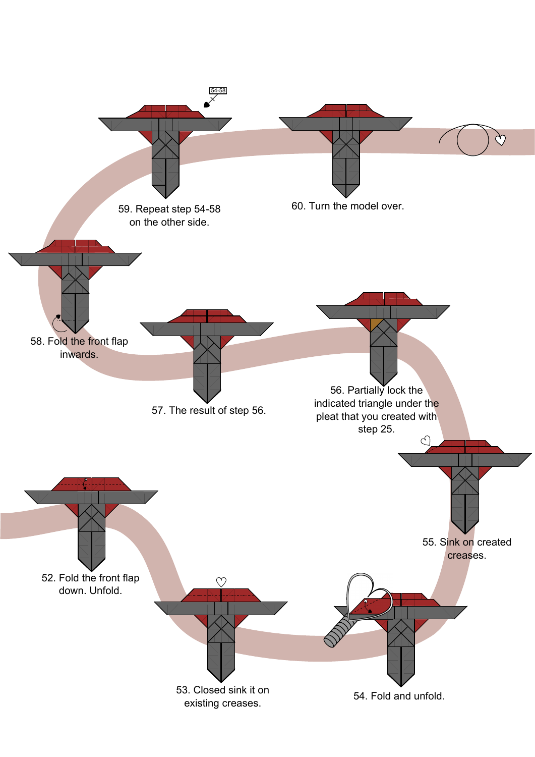52. Fold the front flap down. Unfold.

53. Closed sink it on existing creases.

54. Fold and unfold.

55. Sink on created creases.

56. Partially lock the indicated triangle under the pleat that you created with step 25.

57. The result of step 56.

58. Fold the front flap inwards.

59. Repeat step 54-58 on the other side.

60. Turn the model over.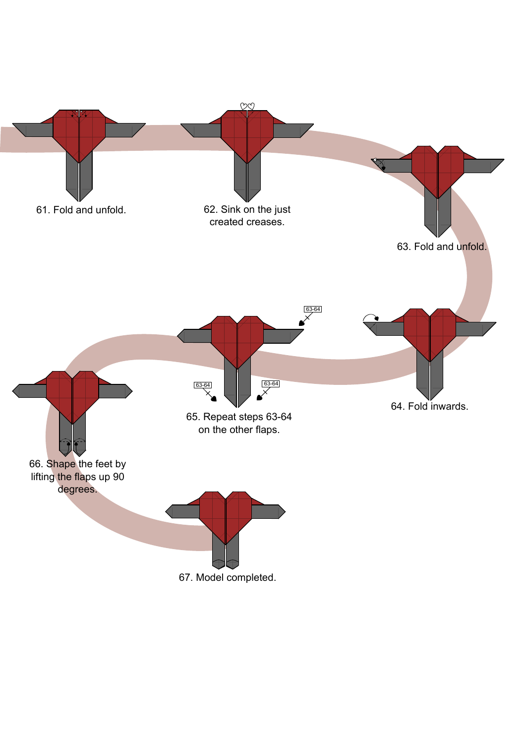61. Fold and unfold.

62. Sink on the just created creases.

63. Fold and unfold.

64. Fold inwards.

63-64

63-64

63-64

65. Repeat steps 63-64 on the other flaps.

66. Shape the feet by lifting the flaps up 90 degrees.

67. Model completed.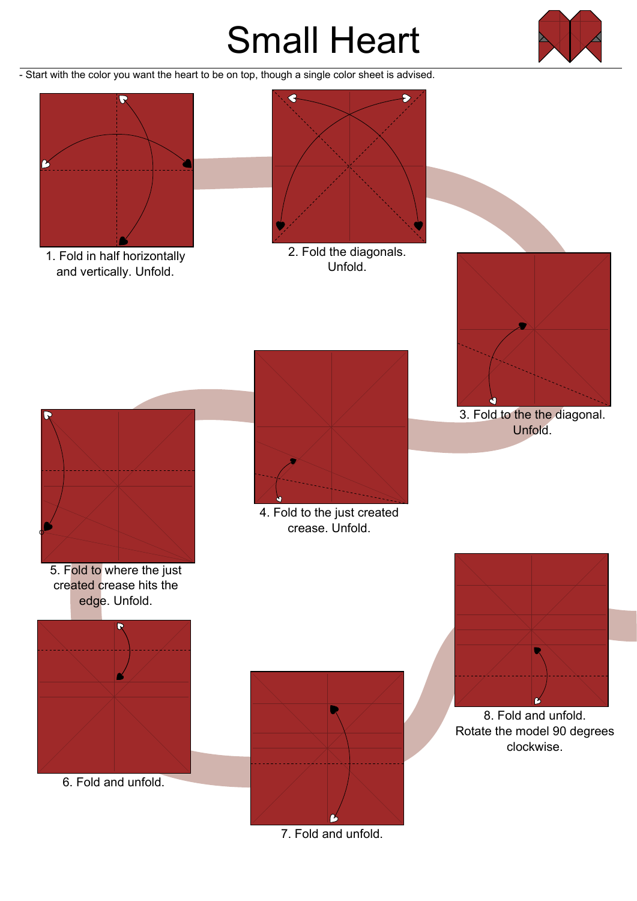# Small Heart

- Start with the color you want the heart to be on top, though a single color sheet is advised.

1. Fold in half horizontally and vertically. Unfold.

2. Fold the diagonals. Unfold.

3. Fold to the the diagonal. Unfold.

4. Fold to the just created crease. Unfold.

5. Fold to where the just created crease hits the edge. Unfold.

6. Fold and unfold.

7. Fold and unfold.

8. Fold and unfold. Rotate the model 90 degrees clockwise.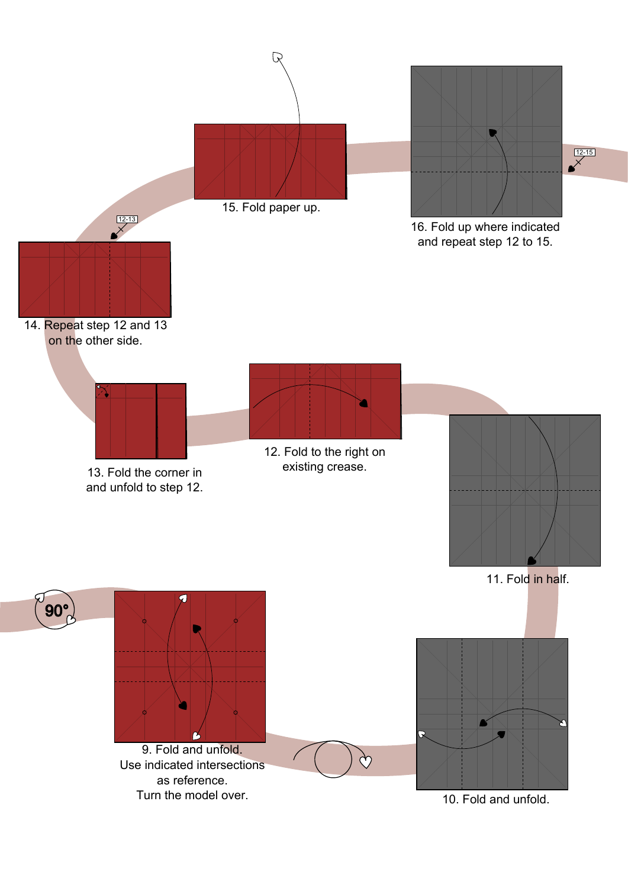9. Fold and unfold.
Use indicated intersections
as reference.
Turn the model over.

90°

10. Fold and unfold.

11. Fold in half.

12. Fold to the right on
existing crease.

13. Fold the corner in
and unfold to step 12.

14. Repeat step 12 and 13
on the other side.

12-13

15. Fold paper up.

16. Fold up where indicated
and repeat step 12 to 15.

12-15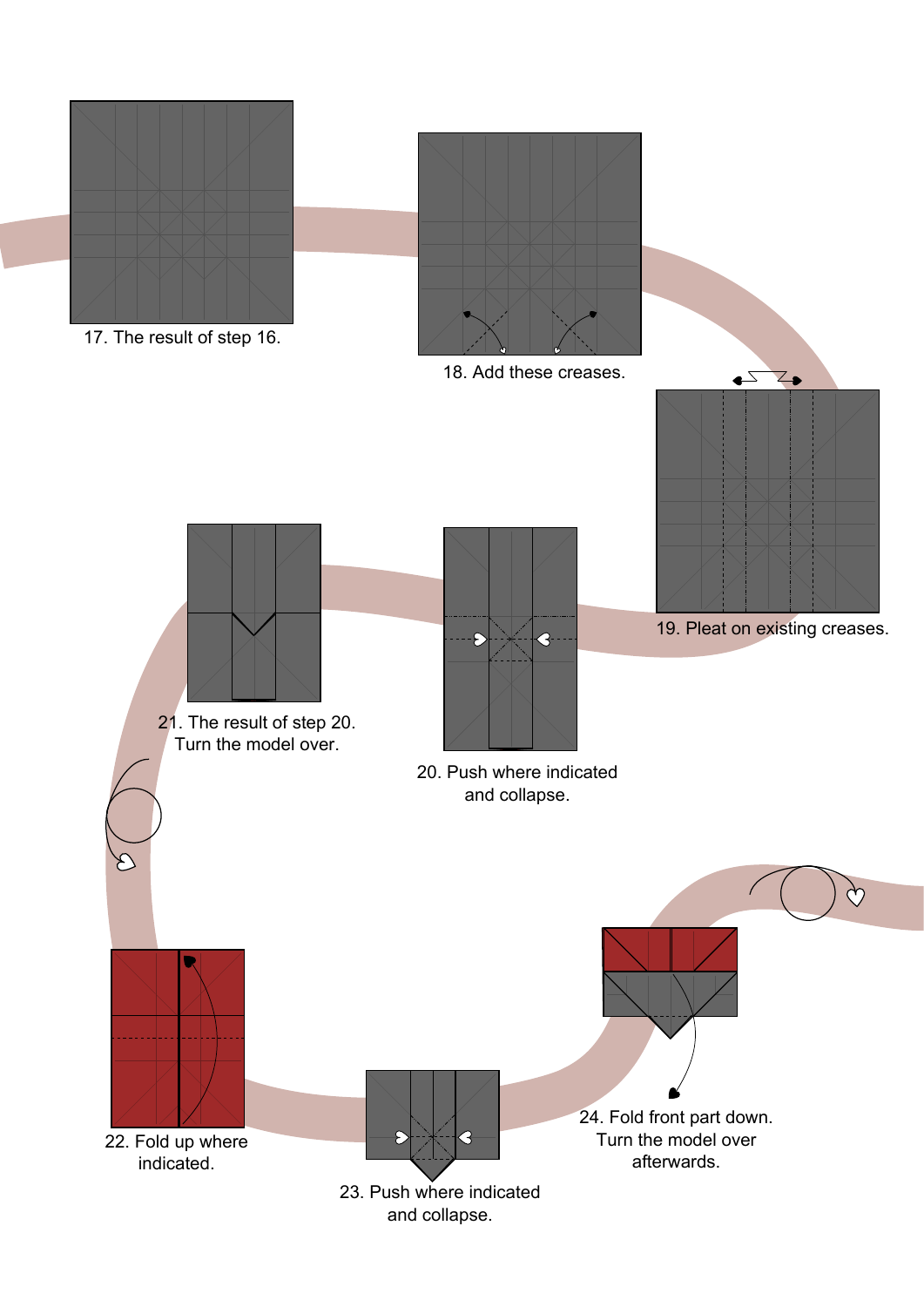17. The result of step 16.

18. Add these creases.

19. Pleat on existing creases.

20. Push where indicated and collapse.

21. The result of step 20. Turn the model over.

22. Fold up where indicated.

23. Push where indicated and collapse.

24. Fold front part down. Turn the model over afterwards.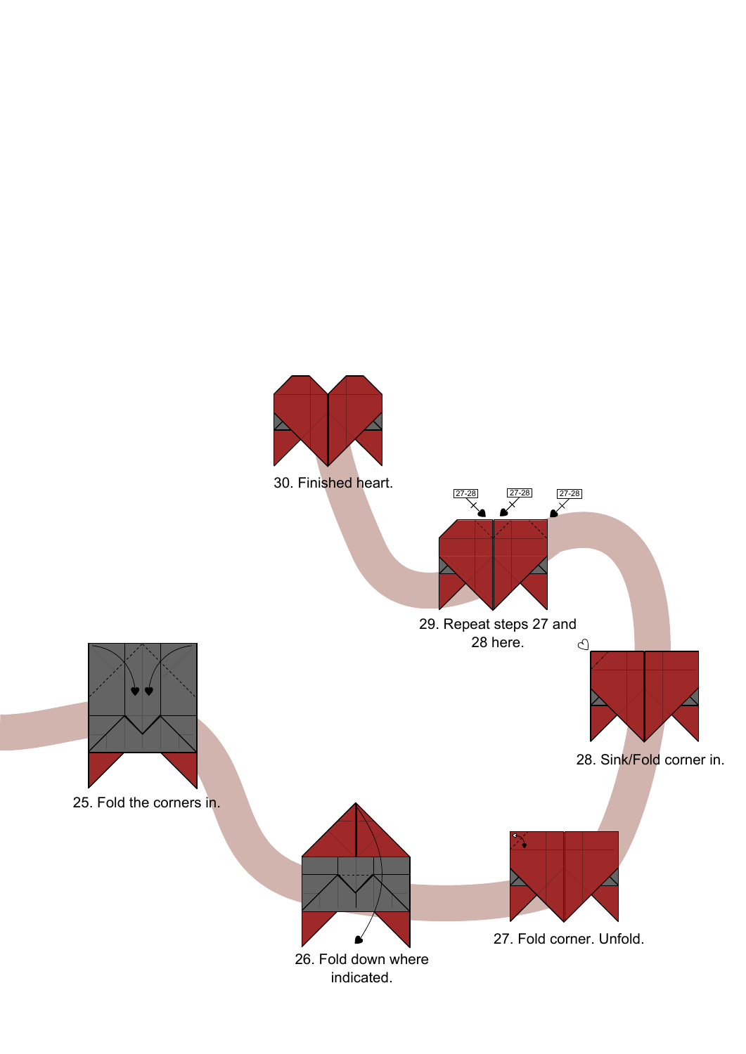25. Fold the corners in.

26. Fold down where indicated.

27. Fold corner. Unfold.

28. Sink/Fold corner in.

27-28

27-28

27-28

29. Repeat steps 27 and 28 here.

30. Finished heart.